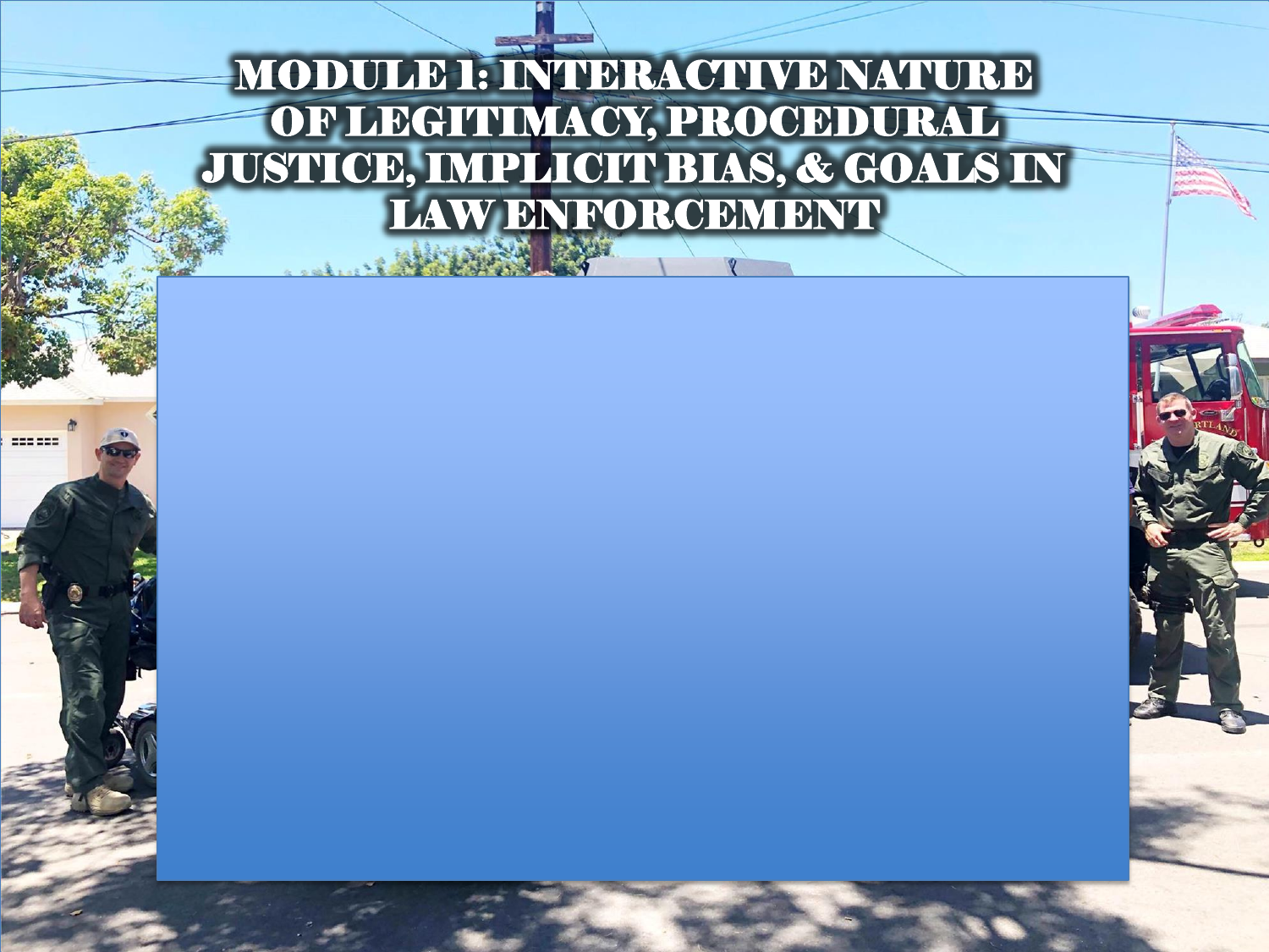# MODULE 1: INTERACTIVE NATURE OF LEGITIMACY, PROCEDURAL JUSTICE, IMPLICIT BIAS, & GOALS IN LAW ENFORCEMENT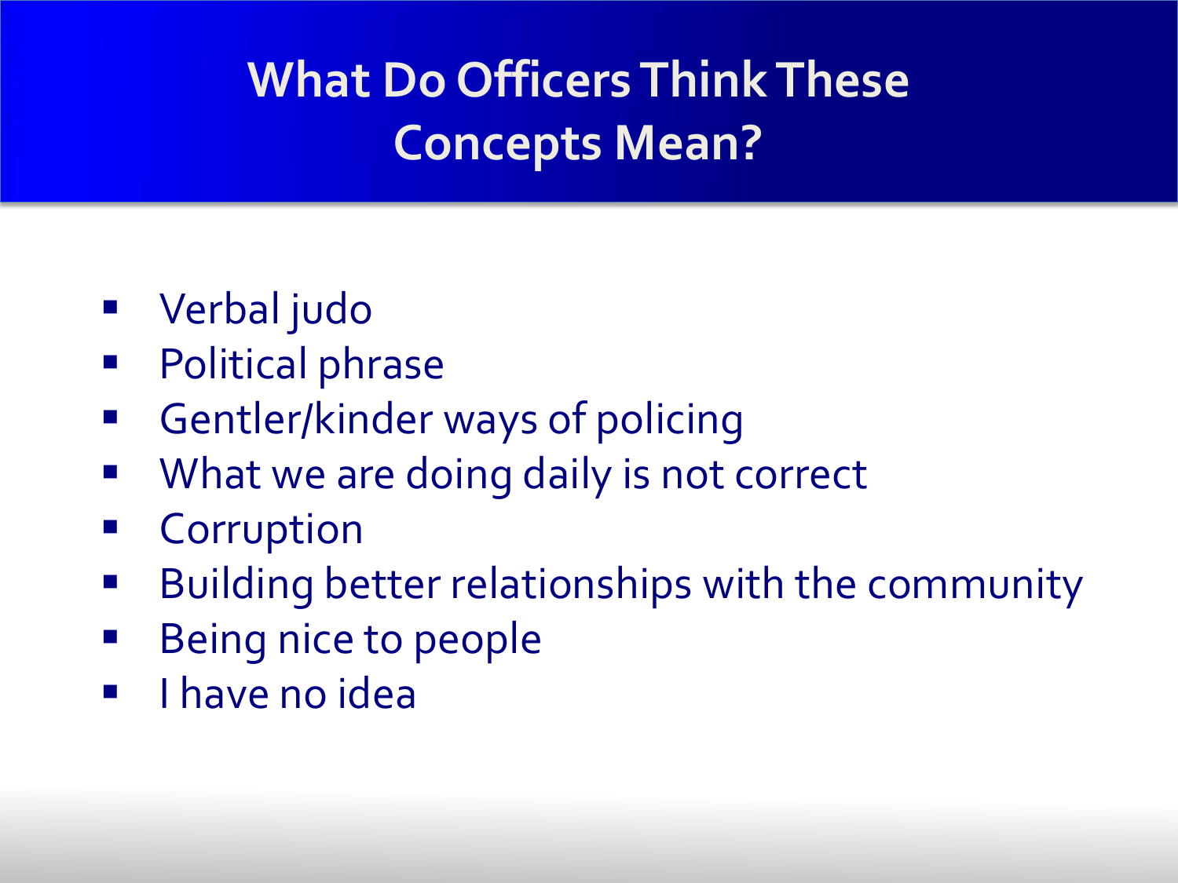# What Do Officers Think These Concepts Mean?

- Verbal judo
- Political phrase
- Gentler/kinder ways of policing
- What we are doing daily is not correct
- Corruption
- Building better relationships with the community
- Being nice to people
- I have no idea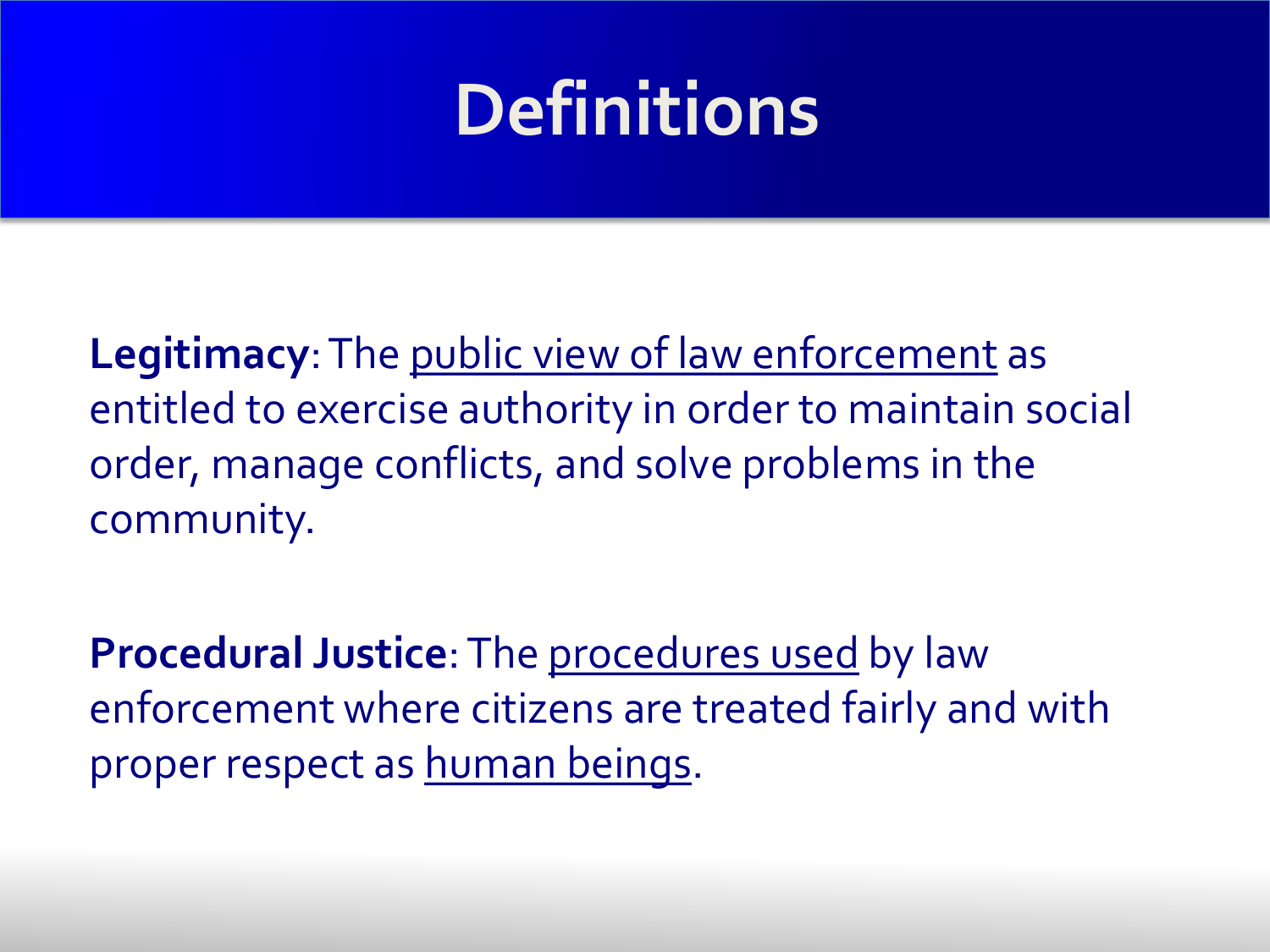# Definitions

**Legitimacy**: The public view of law enforcement as entitled to exercise authority in order to maintain social order, manage conflicts, and solve problems in the community.

**Procedural Justice**: The procedures used by law enforcement where citizens are treated fairly and with proper respect as human beings.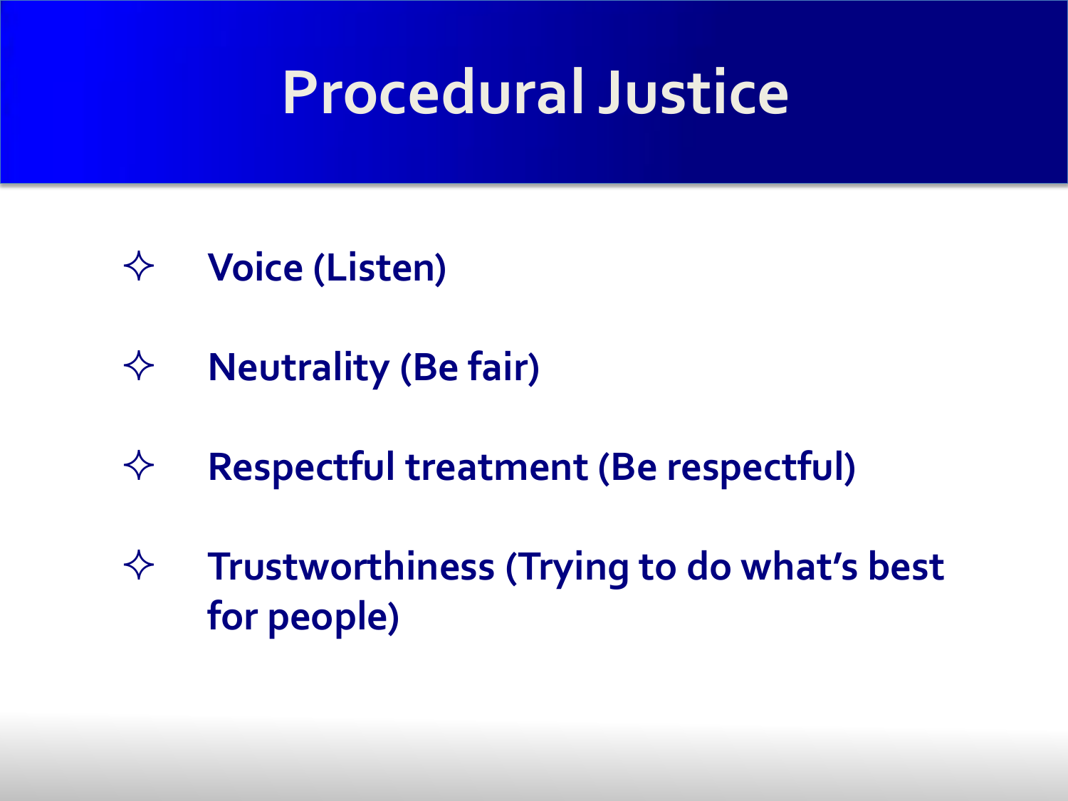# Procedural Justice

- Voice (Listen)
- Neutrality (Be fair)
- Respectful treatment (Be respectful)
- Trustworthiness (Trying to do what's best for people)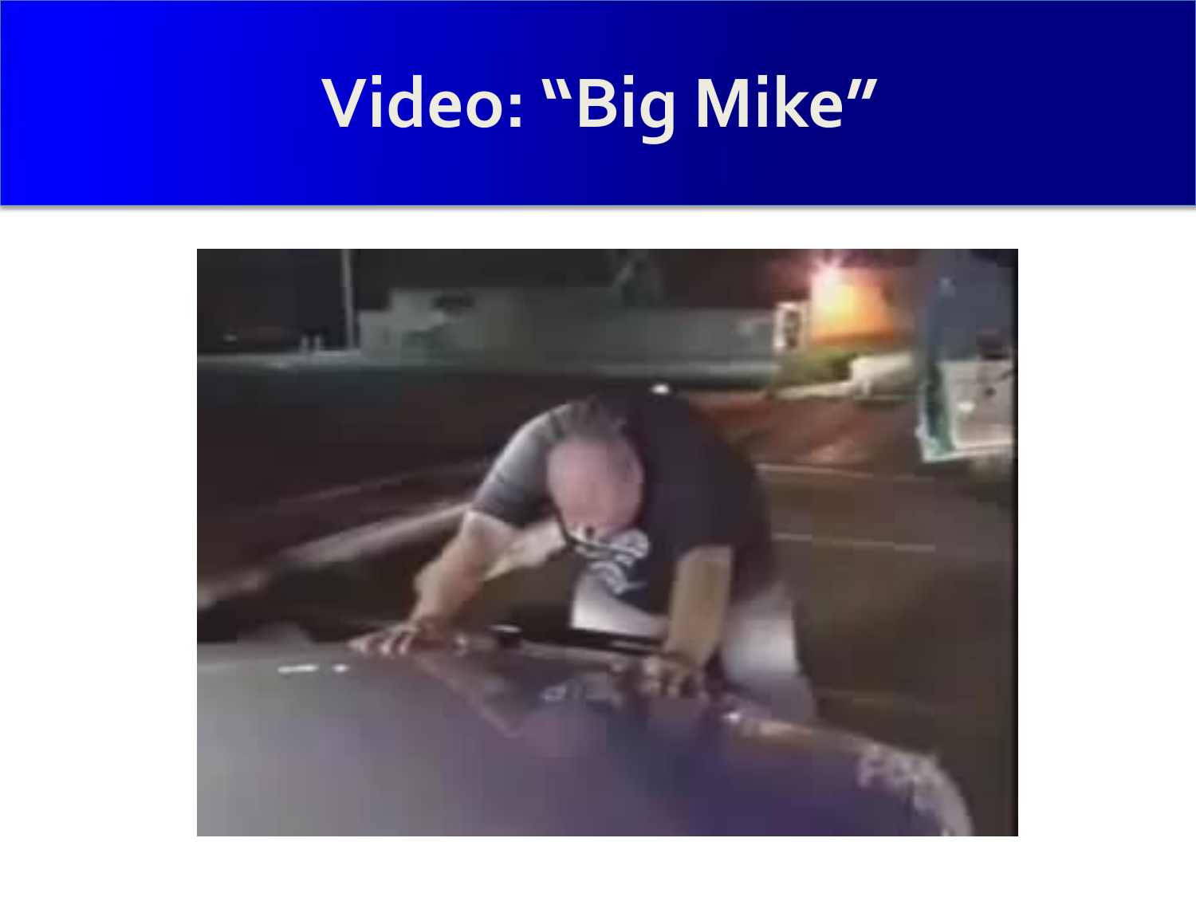# Video: “Big Mike”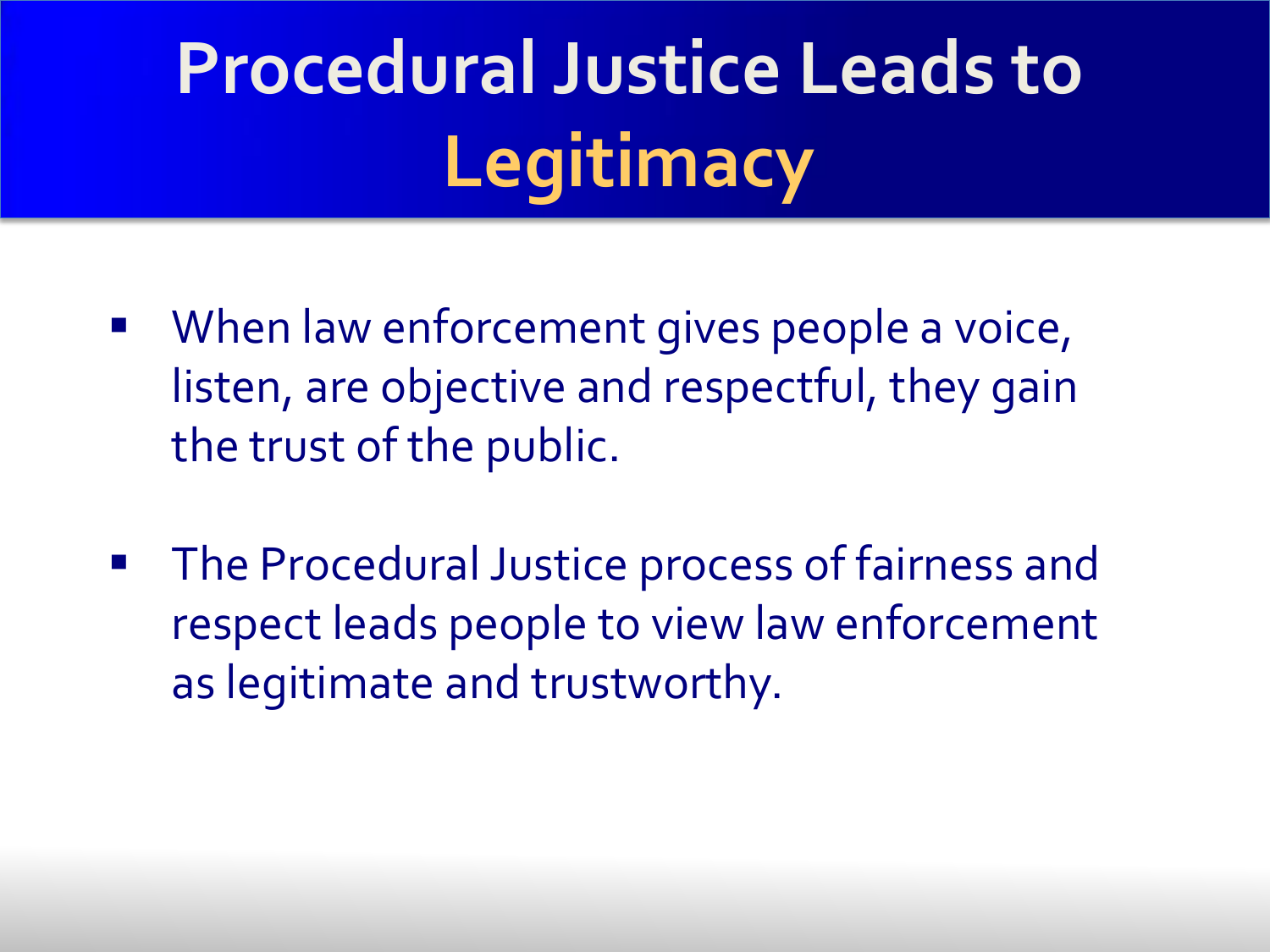# Procedural Justice Leads to Legitimacy

- When law enforcement gives people a voice, listen, are objective and respectful, they gain the trust of the public.
- The Procedural Justice process of fairness and respect leads people to view law enforcement as legitimate and trustworthy.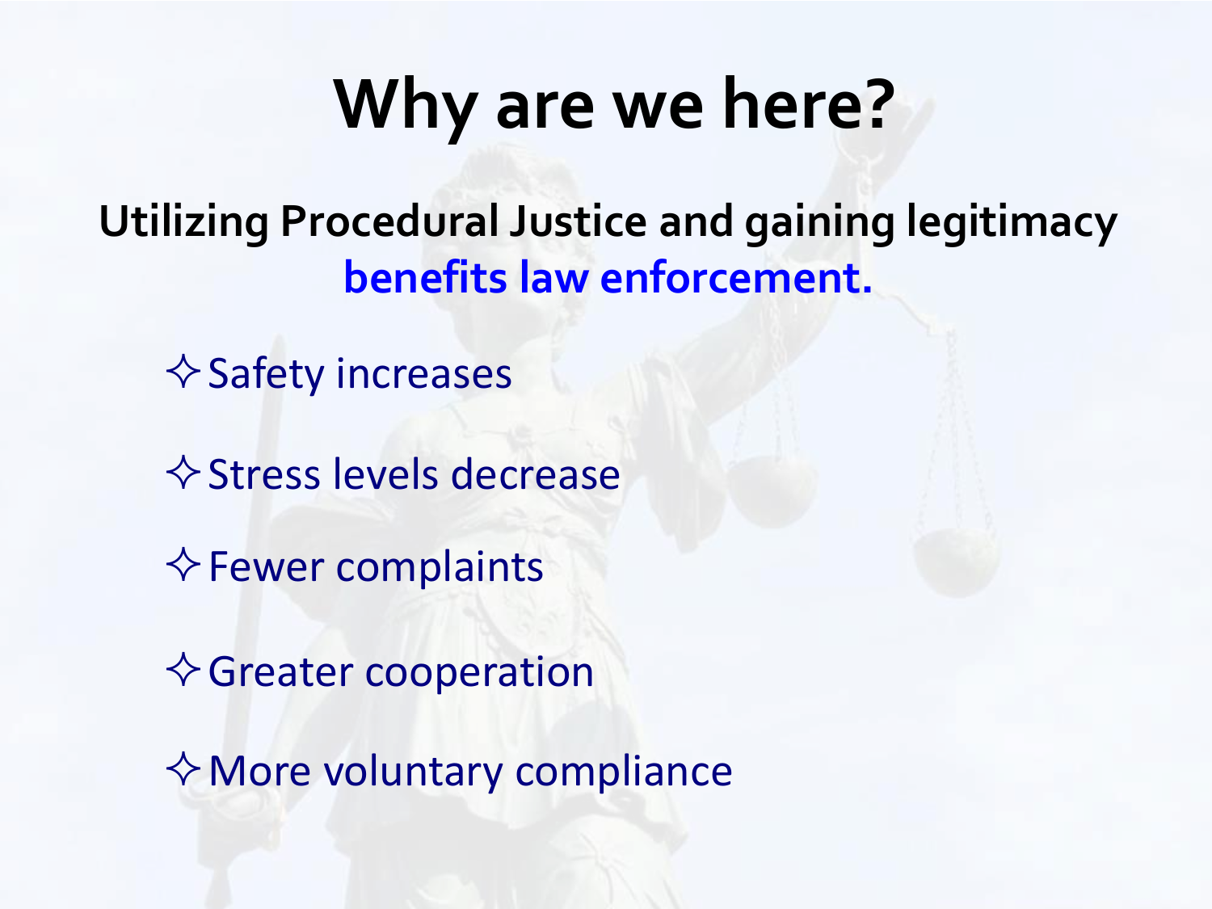# Why are we here?

**Utilizing Procedural Justice and gaining legitimacy benefits law enforcement.**

- ✧ Safety increases
- ✧ Stress levels decrease
- ✧ Fewer complaints
- ✧ Greater cooperation
- ✧ More voluntary compliance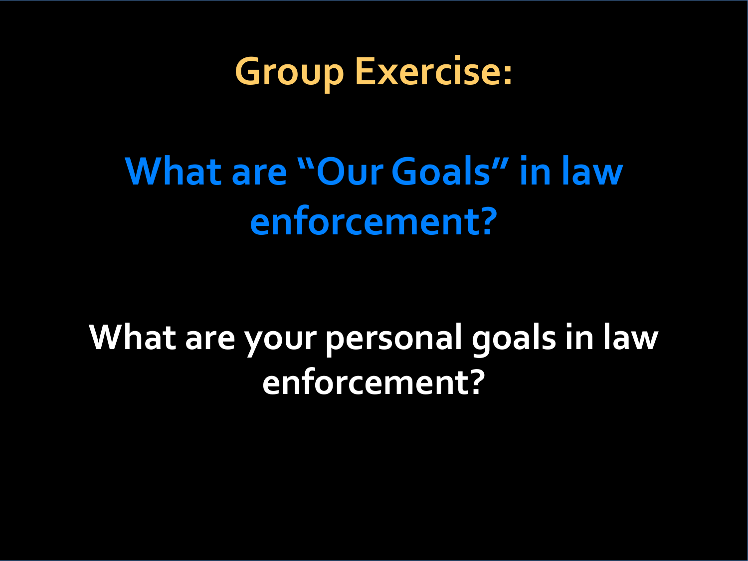# Group Exercise:

## What are "Our Goals" in law enforcement?

**What are your personal goals in law enforcement?**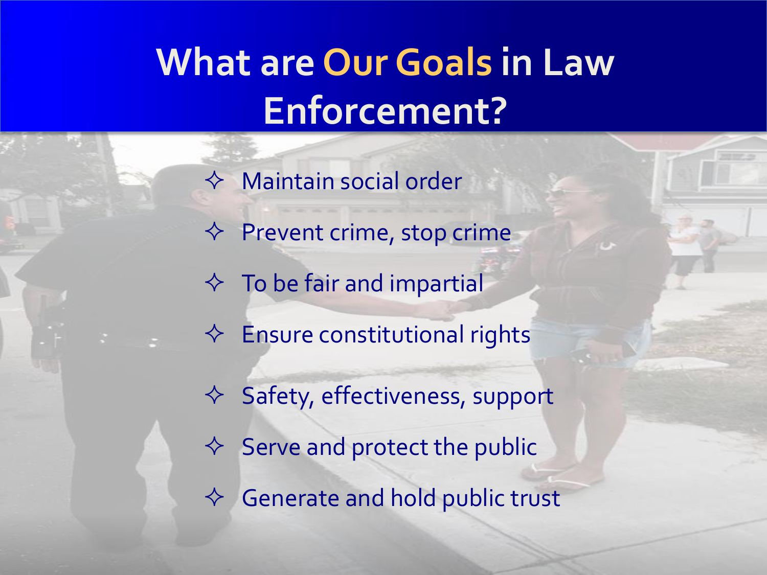# What are Our Goals in Law Enforcement?

- Maintain social order
- Prevent crime, stop crime
- To be fair and impartial
- Ensure constitutional rights
- Safety, effectiveness, support
- Serve and protect the public
- Generate and hold public trust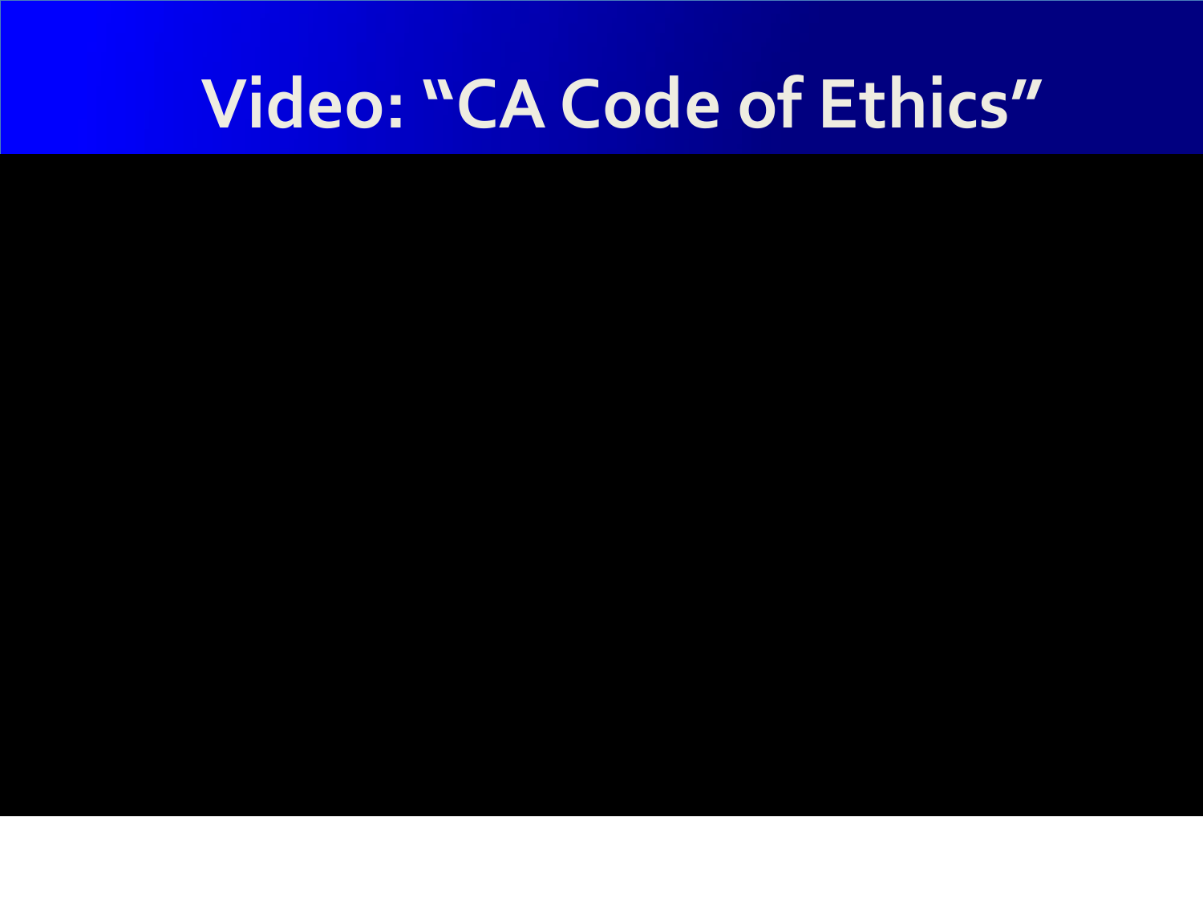# Video: “CA Code of Ethics”